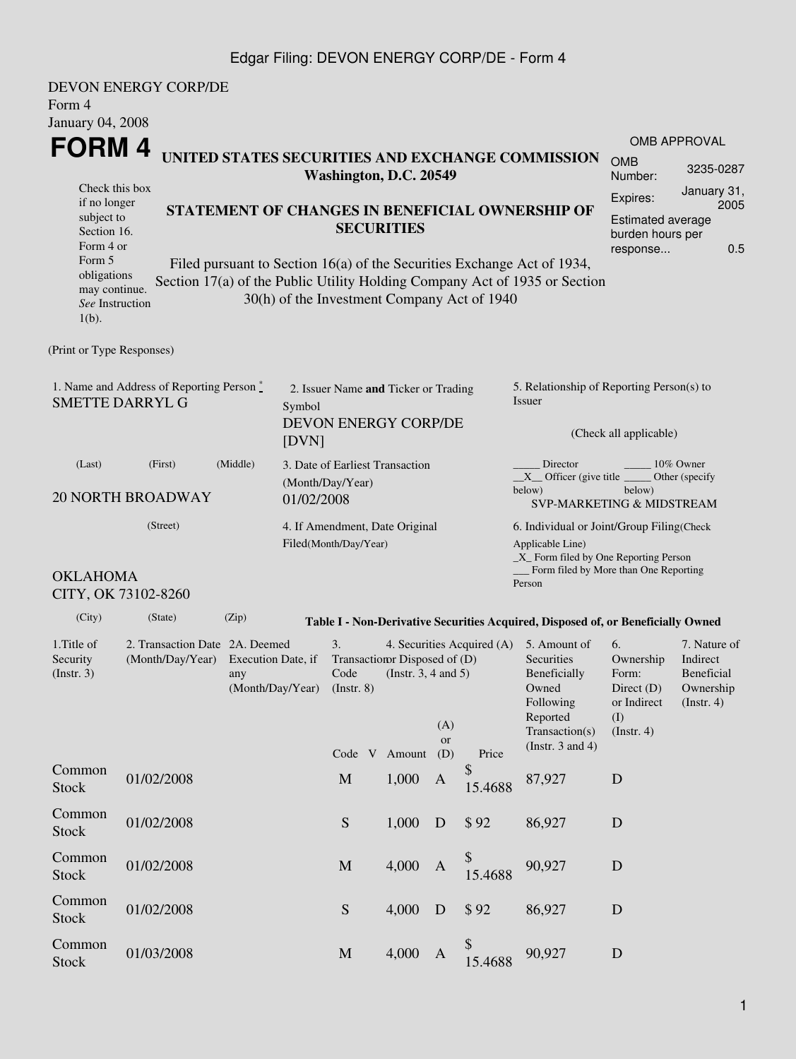Edgar Filing: DEVON ENERGY CORP/DE - Form 4

DEVON ENERGY CORP/DE
Form 4
January 04, 2008

# FORM 4

Check this box if no longer subject to Section 16. Form 4 or Form 5 obligations may continue. *See* Instruction 1(b).

**UNITED STATES SECURITIES AND EXCHANGE COMMISSION**
**Washington, D.C. 20549**

**STATEMENT OF CHANGES IN BENEFICIAL OWNERSHIP OF SECURITIES**

Filed pursuant to Section 16(a) of the Securities Exchange Act of 1934, Section 17(a) of the Public Utility Holding Company Act of 1935 or Section 30(h) of the Investment Company Act of 1940

OMB APPROVAL

| | |
|---|---|
| OMB Number: | 3235-0287 |
| Expires: | January 31, 2005 |
| Estimated average burden hours per response... | 0.5 |

(Print or Type Responses)

1. Name and Address of Reporting Person *
SMETTE DARRYL G

(Last) (First) (Middle)

20 NORTH BROADWAY

(Street)

OKLAHOMA CITY, OK 73102-8260

(City) (State) (Zip)

2. Issuer Name **and** Ticker or Trading Symbol
DEVON ENERGY CORP/DE [DVN]

3. Date of Earliest Transaction (Month/Day/Year)
01/02/2008

4. If Amendment, Date Original Filed(Month/Day/Year)

5. Relationship of Reporting Person(s) to Issuer

(Check all applicable)

_____ Director _____ 10% Owner
__X__ Officer (give title below) _____ Other (specify below)
SVP-MARKETING & MIDSTREAM

6. Individual or Joint/Group Filing(Check Applicable Line)
_X_ Form filed by One Reporting Person
___ Form filed by More than One Reporting Person

**Table I - Non-Derivative Securities Acquired, Disposed of, or Beneficially Owned**

| 1.Title of Security (Instr. 3) | 2. Transaction Date (Month/Day/Year) | 2A. Deemed Execution Date, if any (Month/Day/Year) | 3. Transaction Code (Instr. 8) | | 4. Securities Acquired (A) or Disposed of (D) (Instr. 3, 4 and 5) | | | 5. Amount of Securities Beneficially Owned Following Reported Transaction(s) (Instr. 3 and 4) | 6. Ownership Form: Direct (D) or Indirect (I) (Instr. 4) | 7. Nature of Indirect Beneficial Ownership (Instr. 4) |
|---|---|---|---|---|---|---|---|---|---|---|
| | | | Code | V | Amount | (A) or (D) | Price | | | |
| Common Stock | 01/02/2008 | | M | | 1,000 | A | $ 15.4688 | 87,927 | D | |
| Common Stock | 01/02/2008 | | S | | 1,000 | D | $ 92 | 86,927 | D | |
| Common Stock | 01/02/2008 | | M | | 4,000 | A | $ 15.4688 | 90,927 | D | |
| Common Stock | 01/02/2008 | | S | | 4,000 | D | $ 92 | 86,927 | D | |
| Common Stock | 01/03/2008 | | M | | 4,000 | A | $ 15.4688 | 90,927 | D | |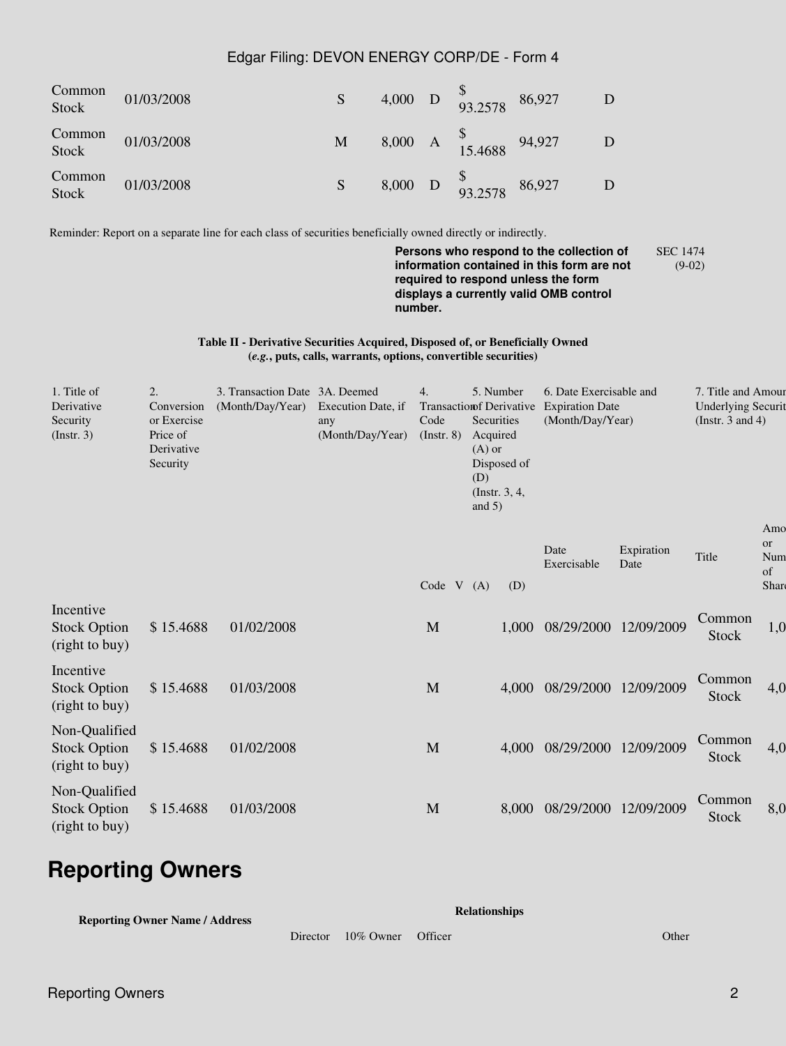| Common Stock | 01/03/2008 | | S | | 4,000 | D | $ 93.2578 | 86,927 | D | |
|---|---|---|---|---|---|---|---|---|---|---|
| Common Stock | 01/03/2008 | | M | | 8,000 | A | $ 15.4688 | 94,927 | D | |
| Common Stock | 01/03/2008 | | S | | 8,000 | D | $ 93.2578 | 86,927 | D | |

Reminder: Report on a separate line for each class of securities beneficially owned directly or indirectly.

**Persons who respond to the collection of information contained in this form are not required to respond unless the form displays a currently valid OMB control number.**

SEC 1474 (9-02)

**Table II - Derivative Securities Acquired, Disposed of, or Beneficially Owned**
**(*e.g.*, puts, calls, warrants, options, convertible securities)**

| 1. Title of Derivative Security (Instr. 3) | 2. Conversion or Exercise Price of Derivative Security | 3. Transaction Date (Month/Day/Year) | 3A. Deemed Execution Date, if any (Month/Day/Year) | 4. Transaction Code (Instr. 8) | | 5. Number of Derivative Securities Acquired (A) or Disposed of (D) (Instr. 3, 4, and 5) | | 6. Date Exercisable and Expiration Date (Month/Day/Year) | | 7. Title and Amount of Underlying Securities (Instr. 3 and 4) | |
|---|---|---|---|---|---|---|---|---|---|---|---|
| | | | | Code | V | (A) | (D) | Date Exercisable | Expiration Date | Title | Amount or Number of Shares |
| Incentive Stock Option (right to buy) | $ 15.4688 | 01/02/2008 | | M | | | 1,000 | 08/29/2000 | 12/09/2009 | Common Stock | 1,0 |
| Incentive Stock Option (right to buy) | $ 15.4688 | 01/03/2008 | | M | | | 4,000 | 08/29/2000 | 12/09/2009 | Common Stock | 4,0 |
| Non-Qualified Stock Option (right to buy) | $ 15.4688 | 01/02/2008 | | M | | | 4,000 | 08/29/2000 | 12/09/2009 | Common Stock | 4,0 |
| Non-Qualified Stock Option (right to buy) | $ 15.4688 | 01/03/2008 | | M | | | 8,000 | 08/29/2000 | 12/09/2009 | Common Stock | 8,0 |

## Reporting Owners

| Reporting Owner Name / Address | Relationships | | | |
|---|---|---|---|---|
| | Director | 10% Owner | Officer | Other |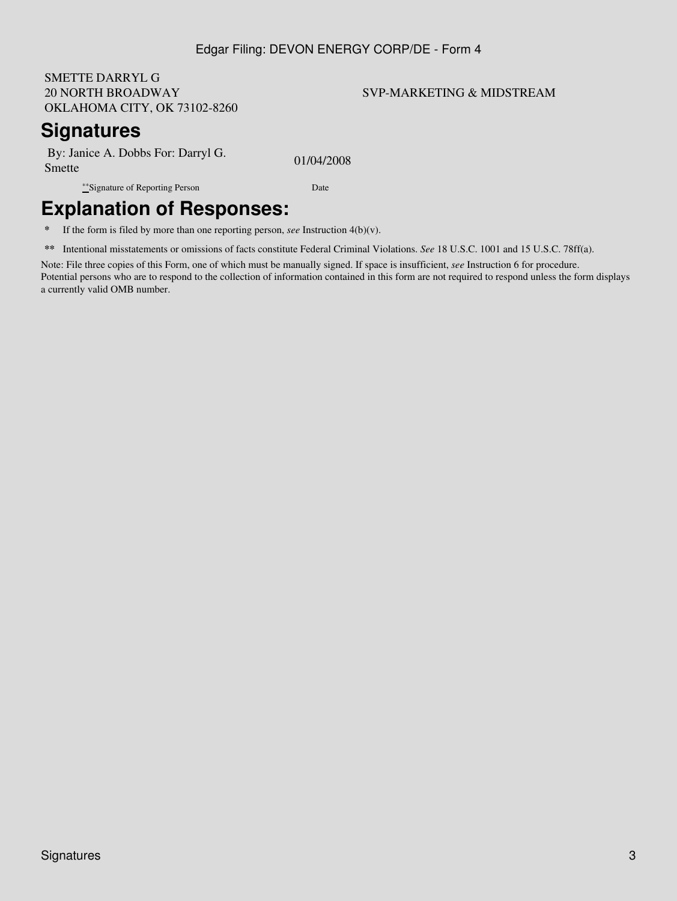SMETTE DARRYL G
20 NORTH BROADWAY
OKLAHOMA CITY, OK 73102-8260

SVP-MARKETING & MIDSTREAM

## Signatures

| | |
|---|---|
| By: Janice A. Dobbs For: Darryl G. Smette | 01/04/2008 |
| **Signature of Reporting Person | Date |

## Explanation of Responses:

\* If the form is filed by more than one reporting person, *see* Instruction 4(b)(v).

\*\* Intentional misstatements or omissions of facts constitute Federal Criminal Violations. *See* 18 U.S.C. 1001 and 15 U.S.C. 78ff(a).

Note: File three copies of this Form, one of which must be manually signed. If space is insufficient, *see* Instruction 6 for procedure.
Potential persons who are to respond to the collection of information contained in this form are not required to respond unless the form displays a currently valid OMB number.